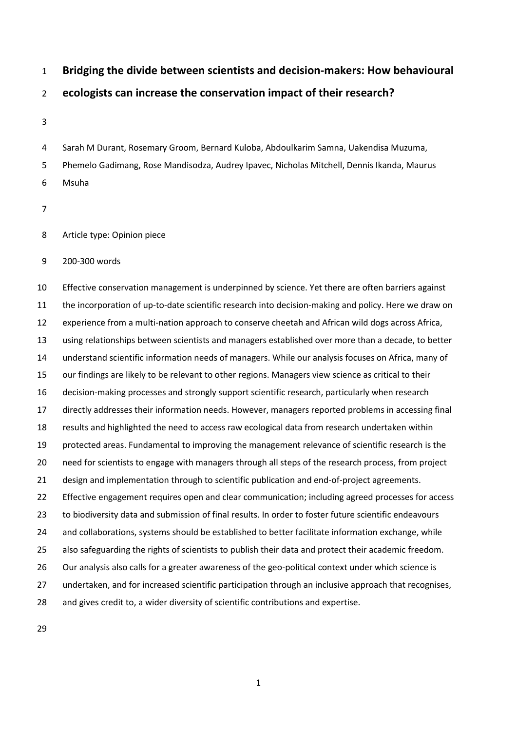# Bridging the divide between scientists and decision-makers: How behavioural ecologists can increase the conservation impact of their research?

Sarah M Durant, Rosemary Groom, Bernard Kuloba, Abdoulkarim Samna, Uakendisa Muzuma, Phemelo Gadimang, Rose Mandisodza, Audrey Ipavec, Nicholas Mitchell, Dennis Ikanda, Maurus Msuha

Article type: Opinion piece

200-300 words

Effective conservation management is underpinned by science. Yet there are often barriers against the incorporation of up-to-date scientific research into decision-making and policy. Here we draw on experience from a multi-nation approach to conserve cheetah and African wild dogs across Africa, using relationships between scientists and managers established over more than a decade, to better understand scientific information needs of managers. While our analysis focuses on Africa, many of our findings are likely to be relevant to other regions. Managers view science as critical to their decision-making processes and strongly support scientific research, particularly when research directly addresses their information needs. However, managers reported problems in accessing final results and highlighted the need to access raw ecological data from research undertaken within protected areas. Fundamental to improving the management relevance of scientific research is the need for scientists to engage with managers through all steps of the research process, from project design and implementation through to scientific publication and end-of-project agreements. Effective engagement requires open and clear communication; including agreed processes for access to biodiversity data and submission of final results. In order to foster future scientific endeavours and collaborations, systems should be established to better facilitate information exchange, while also safeguarding the rights of scientists to publish their data and protect their academic freedom. Our analysis also calls for a greater awareness of the geo-political context under which science is undertaken, and for increased scientific participation through an inclusive approach that recognises, and gives credit to, a wider diversity of scientific contributions and expertise.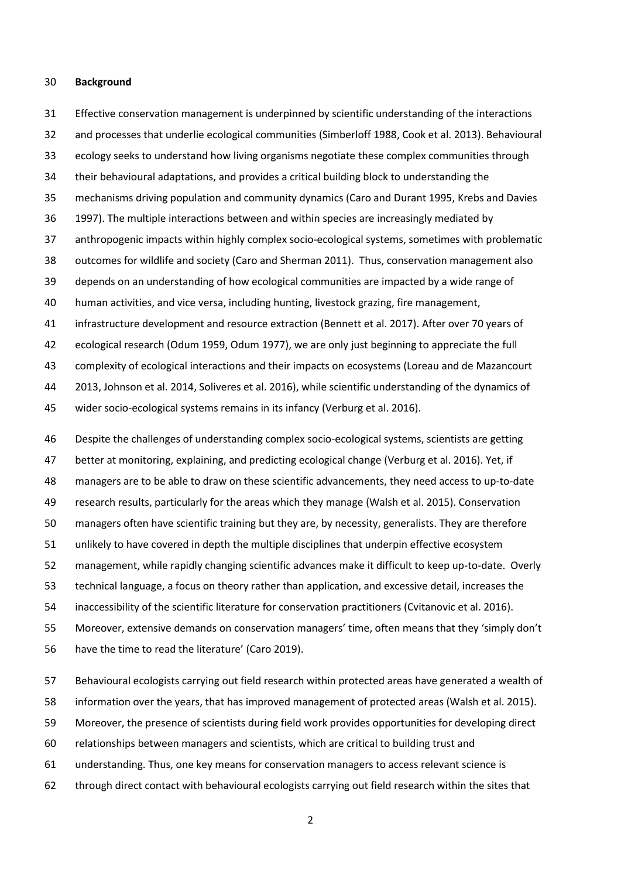## Background

Effective conservation management is underpinned by scientific understanding of the interactions and processes that underlie ecological communities (Simberloff 1988, Cook et al. 2013). Behavioural ecology seeks to understand how living organisms negotiate these complex communities through their behavioural adaptations, and provides a critical building block to understanding the mechanisms driving population and community dynamics (Caro and Durant 1995, Krebs and Davies 1997). The multiple interactions between and within species are increasingly mediated by anthropogenic impacts within highly complex socio-ecological systems, sometimes with problematic outcomes for wildlife and society (Caro and Sherman 2011). Thus, conservation management also depends on an understanding of how ecological communities are impacted by a wide range of human activities, and vice versa, including hunting, livestock grazing, fire management, infrastructure development and resource extraction (Bennett et al. 2017). After over 70 years of ecological research (Odum 1959, Odum 1977), we are only just beginning to appreciate the full complexity of ecological interactions and their impacts on ecosystems (Loreau and de Mazancourt 2013, Johnson et al. 2014, Soliveres et al. 2016), while scientific understanding of the dynamics of wider socio-ecological systems remains in its infancy (Verburg et al. 2016).

Despite the challenges of understanding complex socio-ecological systems, scientists are getting better at monitoring, explaining, and predicting ecological change (Verburg et al. 2016). Yet, if managers are to be able to draw on these scientific advancements, they need access to up-to-date research results, particularly for the areas which they manage (Walsh et al. 2015). Conservation managers often have scientific training but they are, by necessity, generalists. They are therefore unlikely to have covered in depth the multiple disciplines that underpin effective ecosystem management, while rapidly changing scientific advances make it difficult to keep up-to-date. Overly technical language, a focus on theory rather than application, and excessive detail, increases the inaccessibility of the scientific literature for conservation practitioners (Cvitanovic et al. 2016). Moreover, extensive demands on conservation managers' time, often means that they 'simply don't have the time to read the literature' (Caro 2019).

Behavioural ecologists carrying out field research within protected areas have generated a wealth of information over the years, that has improved management of protected areas (Walsh et al. 2015). Moreover, the presence of scientists during field work provides opportunities for developing direct relationships between managers and scientists, which are critical to building trust and understanding. Thus, one key means for conservation managers to access relevant science is through direct contact with behavioural ecologists carrying out field research within the sites that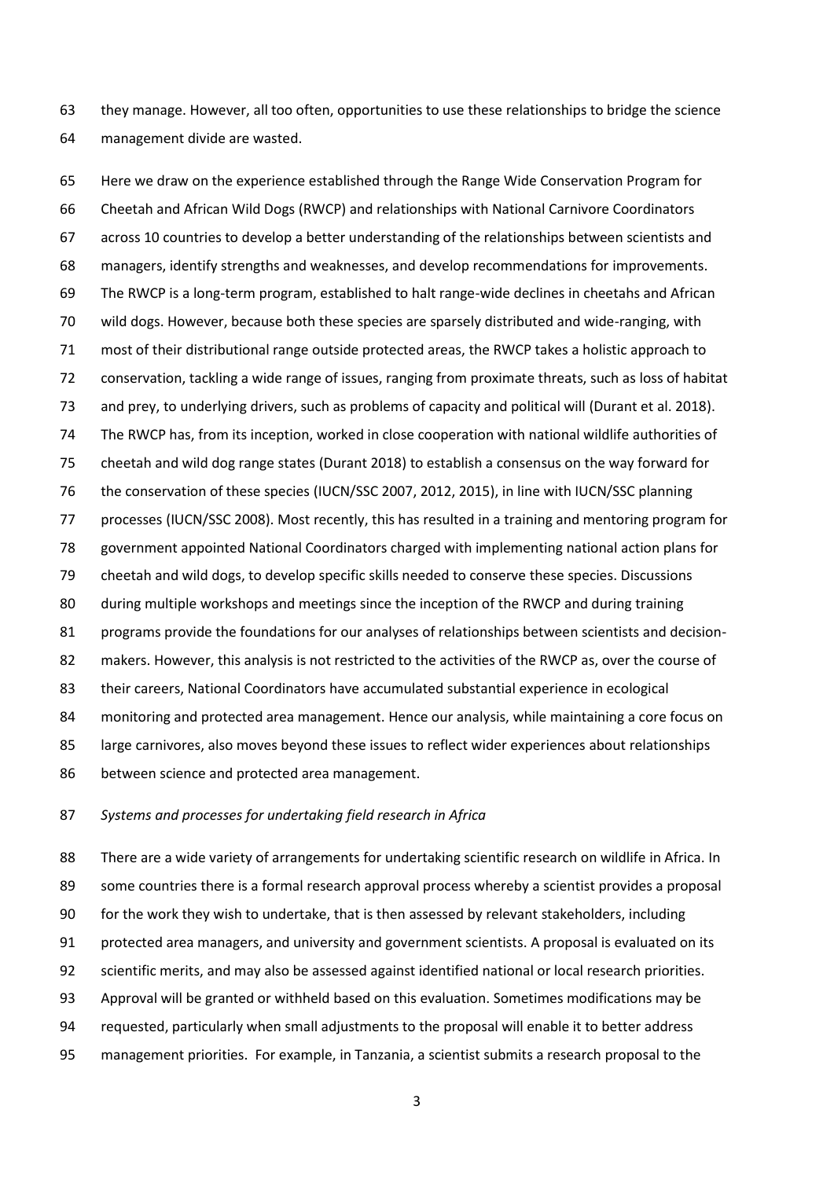they manage. However, all too often, opportunities to use these relationships to bridge the science management divide are wasted.

Here we draw on the experience established through the Range Wide Conservation Program for Cheetah and African Wild Dogs (RWCP) and relationships with National Carnivore Coordinators across 10 countries to develop a better understanding of the relationships between scientists and managers, identify strengths and weaknesses, and develop recommendations for improvements. The RWCP is a long-term program, established to halt range-wide declines in cheetahs and African wild dogs. However, because both these species are sparsely distributed and wide-ranging, with most of their distributional range outside protected areas, the RWCP takes a holistic approach to conservation, tackling a wide range of issues, ranging from proximate threats, such as loss of habitat and prey, to underlying drivers, such as problems of capacity and political will (Durant et al. 2018). The RWCP has, from its inception, worked in close cooperation with national wildlife authorities of cheetah and wild dog range states (Durant 2018) to establish a consensus on the way forward for the conservation of these species (IUCN/SSC 2007, 2012, 2015), in line with IUCN/SSC planning processes (IUCN/SSC 2008). Most recently, this has resulted in a training and mentoring program for government appointed National Coordinators charged with implementing national action plans for cheetah and wild dogs, to develop specific skills needed to conserve these species. Discussions during multiple workshops and meetings since the inception of the RWCP and during training programs provide the foundations for our analyses of relationships between scientists and decision-makers. However, this analysis is not restricted to the activities of the RWCP as, over the course of their careers, National Coordinators have accumulated substantial experience in ecological monitoring and protected area management. Hence our analysis, while maintaining a core focus on large carnivores, also moves beyond these issues to reflect wider experiences about relationships between science and protected area management.

*Systems and processes for undertaking field research in Africa*

There are a wide variety of arrangements for undertaking scientific research on wildlife in Africa. In some countries there is a formal research approval process whereby a scientist provides a proposal for the work they wish to undertake, that is then assessed by relevant stakeholders, including protected area managers, and university and government scientists. A proposal is evaluated on its scientific merits, and may also be assessed against identified national or local research priorities. Approval will be granted or withheld based on this evaluation. Sometimes modifications may be requested, particularly when small adjustments to the proposal will enable it to better address management priorities. For example, in Tanzania, a scientist submits a research proposal to the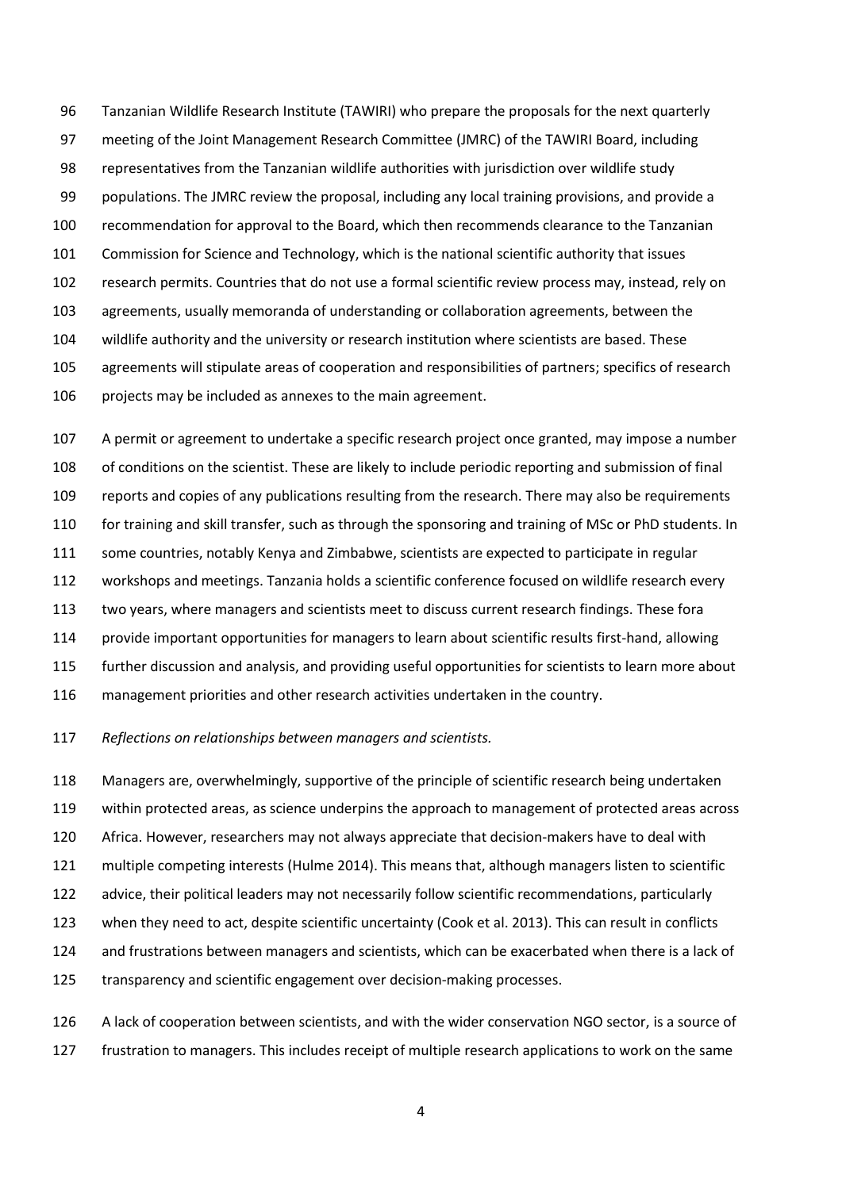Tanzanian Wildlife Research Institute (TAWIRI) who prepare the proposals for the next quarterly meeting of the Joint Management Research Committee (JMRC) of the TAWIRI Board, including representatives from the Tanzanian wildlife authorities with jurisdiction over wildlife study populations. The JMRC review the proposal, including any local training provisions, and provide a recommendation for approval to the Board, which then recommends clearance to the Tanzanian Commission for Science and Technology, which is the national scientific authority that issues research permits. Countries that do not use a formal scientific review process may, instead, rely on agreements, usually memoranda of understanding or collaboration agreements, between the wildlife authority and the university or research institution where scientists are based. These agreements will stipulate areas of cooperation and responsibilities of partners; specifics of research projects may be included as annexes to the main agreement.

A permit or agreement to undertake a specific research project once granted, may impose a number of conditions on the scientist. These are likely to include periodic reporting and submission of final reports and copies of any publications resulting from the research. There may also be requirements for training and skill transfer, such as through the sponsoring and training of MSc or PhD students. In some countries, notably Kenya and Zimbabwe, scientists are expected to participate in regular workshops and meetings. Tanzania holds a scientific conference focused on wildlife research every two years, where managers and scientists meet to discuss current research findings. These fora provide important opportunities for managers to learn about scientific results first-hand, allowing further discussion and analysis, and providing useful opportunities for scientists to learn more about management priorities and other research activities undertaken in the country.

*Reflections on relationships between managers and scientists.*

Managers are, overwhelmingly, supportive of the principle of scientific research being undertaken within protected areas, as science underpins the approach to management of protected areas across Africa. However, researchers may not always appreciate that decision-makers have to deal with multiple competing interests (Hulme 2014). This means that, although managers listen to scientific advice, their political leaders may not necessarily follow scientific recommendations, particularly when they need to act, despite scientific uncertainty (Cook et al. 2013). This can result in conflicts and frustrations between managers and scientists, which can be exacerbated when there is a lack of transparency and scientific engagement over decision-making processes.

A lack of cooperation between scientists, and with the wider conservation NGO sector, is a source of frustration to managers. This includes receipt of multiple research applications to work on the same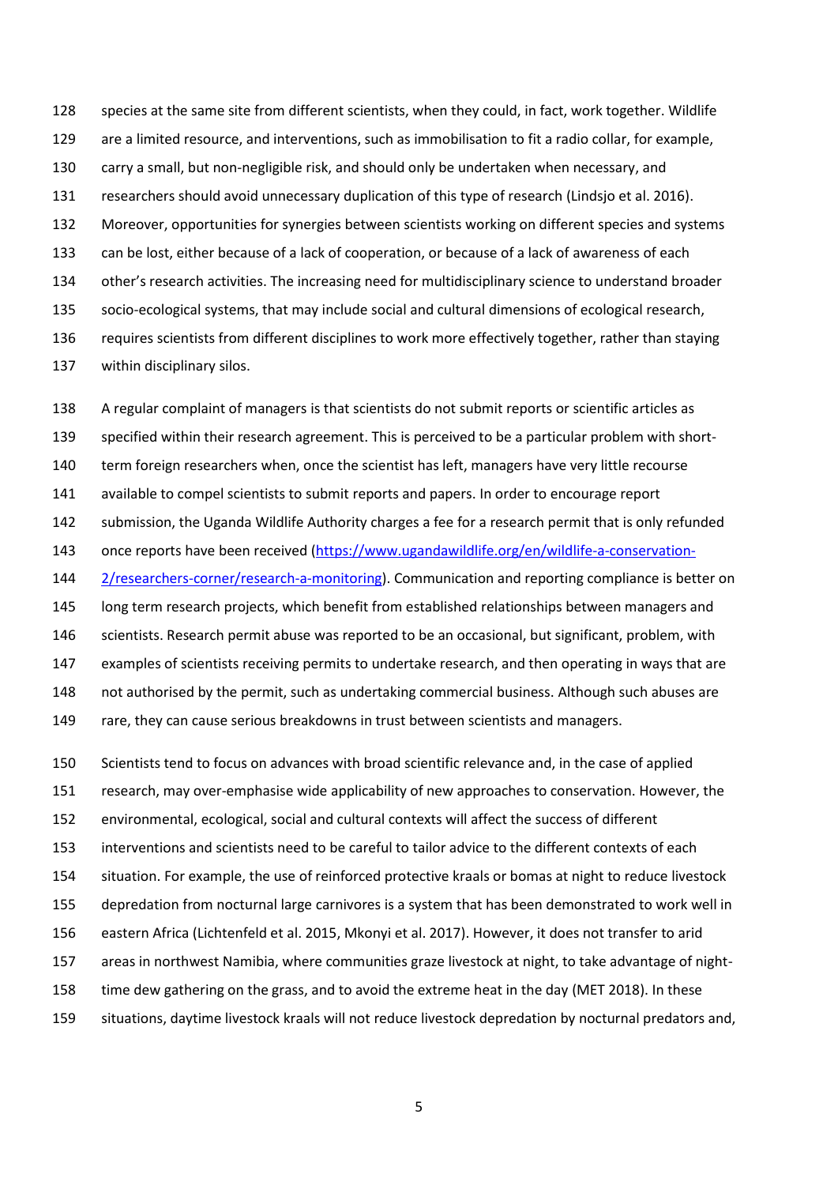species at the same site from different scientists, when they could, in fact, work together. Wildlife are a limited resource, and interventions, such as immobilisation to fit a radio collar, for example, carry a small, but non-negligible risk, and should only be undertaken when necessary, and researchers should avoid unnecessary duplication of this type of research (Lindsjo et al. 2016). Moreover, opportunities for synergies between scientists working on different species and systems can be lost, either because of a lack of cooperation, or because of a lack of awareness of each other's research activities. The increasing need for multidisciplinary science to understand broader socio-ecological systems, that may include social and cultural dimensions of ecological research, requires scientists from different disciplines to work more effectively together, rather than staying within disciplinary silos.

A regular complaint of managers is that scientists do not submit reports or scientific articles as specified within their research agreement. This is perceived to be a particular problem with short-term foreign researchers when, once the scientist has left, managers have very little recourse available to compel scientists to submit reports and papers. In order to encourage report submission, the Uganda Wildlife Authority charges a fee for a research permit that is only refunded once reports have been received (https://www.ugandawildlife.org/en/wildlife-a-conservation-2/researchers-corner/research-a-monitoring). Communication and reporting compliance is better on long term research projects, which benefit from established relationships between managers and scientists. Research permit abuse was reported to be an occasional, but significant, problem, with examples of scientists receiving permits to undertake research, and then operating in ways that are not authorised by the permit, such as undertaking commercial business. Although such abuses are rare, they can cause serious breakdowns in trust between scientists and managers.

Scientists tend to focus on advances with broad scientific relevance and, in the case of applied research, may over-emphasise wide applicability of new approaches to conservation. However, the environmental, ecological, social and cultural contexts will affect the success of different interventions and scientists need to be careful to tailor advice to the different contexts of each situation. For example, the use of reinforced protective kraals or bomas at night to reduce livestock depredation from nocturnal large carnivores is a system that has been demonstrated to work well in eastern Africa (Lichtenfeld et al. 2015, Mkonyi et al. 2017). However, it does not transfer to arid areas in northwest Namibia, where communities graze livestock at night, to take advantage of night-time dew gathering on the grass, and to avoid the extreme heat in the day (MET 2018). In these situations, daytime livestock kraals will not reduce livestock depredation by nocturnal predators and,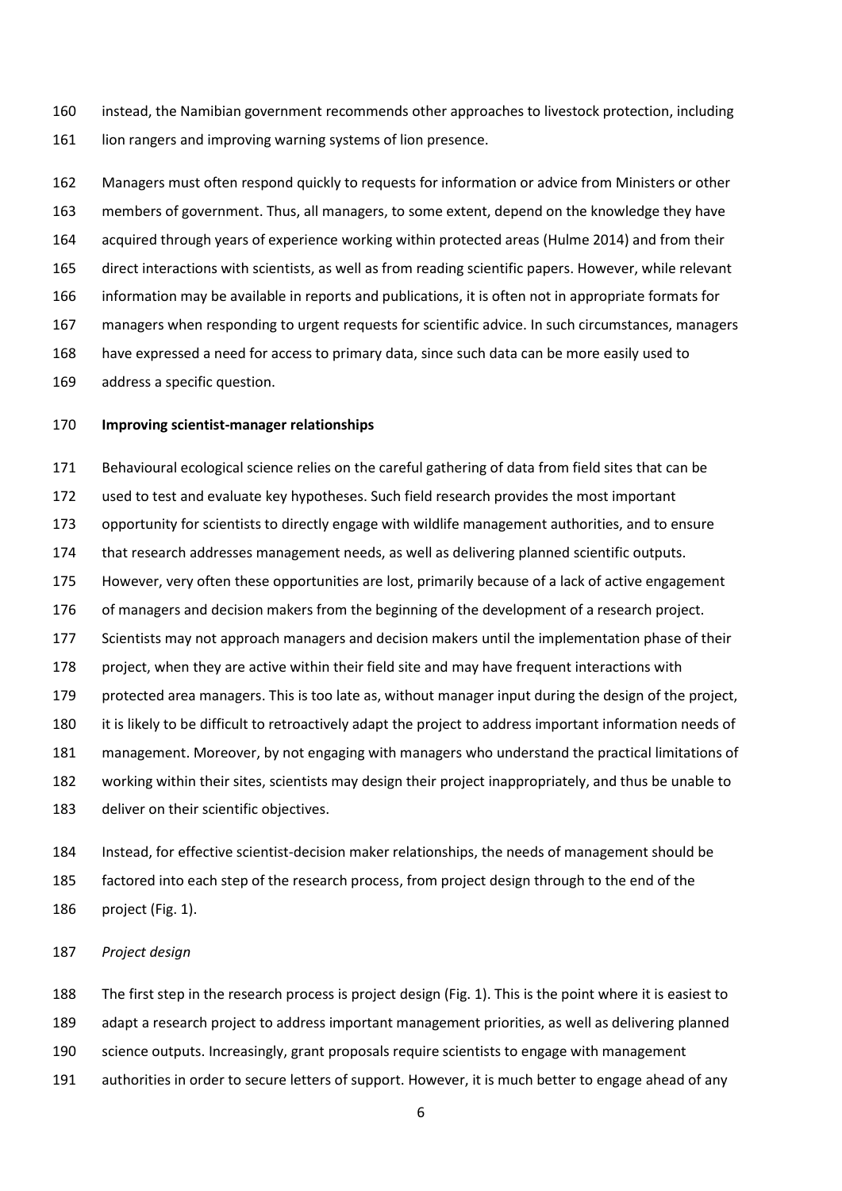instead, the Namibian government recommends other approaches to livestock protection, including lion rangers and improving warning systems of lion presence.

Managers must often respond quickly to requests for information or advice from Ministers or other members of government. Thus, all managers, to some extent, depend on the knowledge they have acquired through years of experience working within protected areas (Hulme 2014) and from their direct interactions with scientists, as well as from reading scientific papers. However, while relevant information may be available in reports and publications, it is often not in appropriate formats for managers when responding to urgent requests for scientific advice. In such circumstances, managers have expressed a need for access to primary data, since such data can be more easily used to address a specific question.

**Improving scientist-manager relationships**

Behavioural ecological science relies on the careful gathering of data from field sites that can be used to test and evaluate key hypotheses. Such field research provides the most important opportunity for scientists to directly engage with wildlife management authorities, and to ensure that research addresses management needs, as well as delivering planned scientific outputs. However, very often these opportunities are lost, primarily because of a lack of active engagement of managers and decision makers from the beginning of the development of a research project. Scientists may not approach managers and decision makers until the implementation phase of their project, when they are active within their field site and may have frequent interactions with protected area managers. This is too late as, without manager input during the design of the project, it is likely to be difficult to retroactively adapt the project to address important information needs of management. Moreover, by not engaging with managers who understand the practical limitations of working within their sites, scientists may design their project inappropriately, and thus be unable to deliver on their scientific objectives.

Instead, for effective scientist-decision maker relationships, the needs of management should be factored into each step of the research process, from project design through to the end of the project (Fig. 1).

*Project design*

The first step in the research process is project design (Fig. 1). This is the point where it is easiest to adapt a research project to address important management priorities, as well as delivering planned science outputs. Increasingly, grant proposals require scientists to engage with management authorities in order to secure letters of support. However, it is much better to engage ahead of any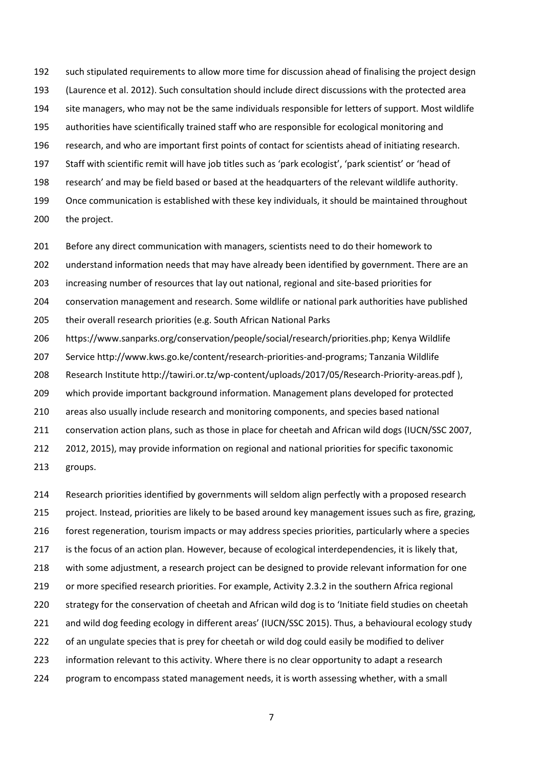such stipulated requirements to allow more time for discussion ahead of finalising the project design (Laurence et al. 2012). Such consultation should include direct discussions with the protected area site managers, who may not be the same individuals responsible for letters of support. Most wildlife authorities have scientifically trained staff who are responsible for ecological monitoring and research, and who are important first points of contact for scientists ahead of initiating research. Staff with scientific remit will have job titles such as 'park ecologist', 'park scientist' or 'head of research' and may be field based or based at the headquarters of the relevant wildlife authority. Once communication is established with these key individuals, it should be maintained throughout the project.

Before any direct communication with managers, scientists need to do their homework to understand information needs that may have already been identified by government. There are an increasing number of resources that lay out national, regional and site-based priorities for conservation management and research. Some wildlife or national park authorities have published their overall research priorities (e.g. South African National Parks https://www.sanparks.org/conservation/people/social/research/priorities.php; Kenya Wildlife Service http://www.kws.go.ke/content/research-priorities-and-programs; Tanzania Wildlife Research Institute http://tawiri.or.tz/wp-content/uploads/2017/05/Research-Priority-areas.pdf ), which provide important background information. Management plans developed for protected areas also usually include research and monitoring components, and species based national conservation action plans, such as those in place for cheetah and African wild dogs (IUCN/SSC 2007, 2012, 2015), may provide information on regional and national priorities for specific taxonomic groups.

Research priorities identified by governments will seldom align perfectly with a proposed research project. Instead, priorities are likely to be based around key management issues such as fire, grazing, forest regeneration, tourism impacts or may address species priorities, particularly where a species is the focus of an action plan. However, because of ecological interdependencies, it is likely that, with some adjustment, a research project can be designed to provide relevant information for one or more specified research priorities. For example, Activity 2.3.2 in the southern Africa regional strategy for the conservation of cheetah and African wild dog is to 'Initiate field studies on cheetah and wild dog feeding ecology in different areas' (IUCN/SSC 2015). Thus, a behavioural ecology study of an ungulate species that is prey for cheetah or wild dog could easily be modified to deliver information relevant to this activity. Where there is no clear opportunity to adapt a research program to encompass stated management needs, it is worth assessing whether, with a small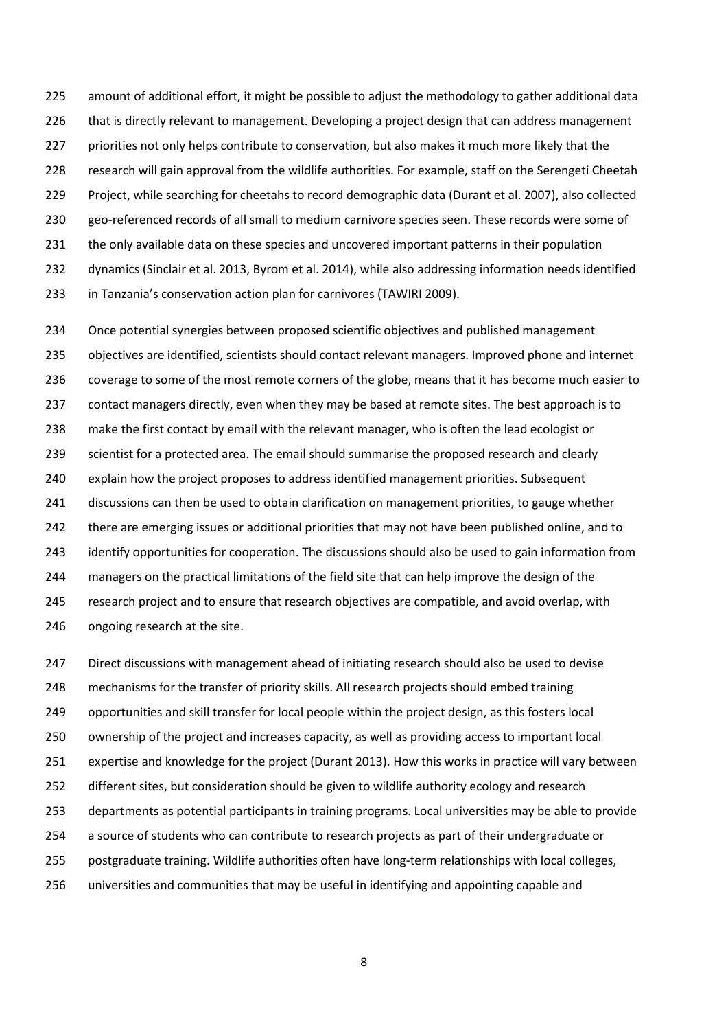amount of additional effort, it might be possible to adjust the methodology to gather additional data that is directly relevant to management. Developing a project design that can address management priorities not only helps contribute to conservation, but also makes it much more likely that the research will gain approval from the wildlife authorities. For example, staff on the Serengeti Cheetah Project, while searching for cheetahs to record demographic data (Durant et al. 2007), also collected geo-referenced records of all small to medium carnivore species seen. These records were some of the only available data on these species and uncovered important patterns in their population dynamics (Sinclair et al. 2013, Byrom et al. 2014), while also addressing information needs identified in Tanzania's conservation action plan for carnivores (TAWIRI 2009).

Once potential synergies between proposed scientific objectives and published management objectives are identified, scientists should contact relevant managers. Improved phone and internet coverage to some of the most remote corners of the globe, means that it has become much easier to contact managers directly, even when they may be based at remote sites. The best approach is to make the first contact by email with the relevant manager, who is often the lead ecologist or scientist for a protected area. The email should summarise the proposed research and clearly explain how the project proposes to address identified management priorities. Subsequent discussions can then be used to obtain clarification on management priorities, to gauge whether there are emerging issues or additional priorities that may not have been published online, and to identify opportunities for cooperation. The discussions should also be used to gain information from managers on the practical limitations of the field site that can help improve the design of the research project and to ensure that research objectives are compatible, and avoid overlap, with ongoing research at the site.

Direct discussions with management ahead of initiating research should also be used to devise mechanisms for the transfer of priority skills. All research projects should embed training opportunities and skill transfer for local people within the project design, as this fosters local ownership of the project and increases capacity, as well as providing access to important local expertise and knowledge for the project (Durant 2013). How this works in practice will vary between different sites, but consideration should be given to wildlife authority ecology and research departments as potential participants in training programs. Local universities may be able to provide a source of students who can contribute to research projects as part of their undergraduate or postgraduate training. Wildlife authorities often have long-term relationships with local colleges, universities and communities that may be useful in identifying and appointing capable and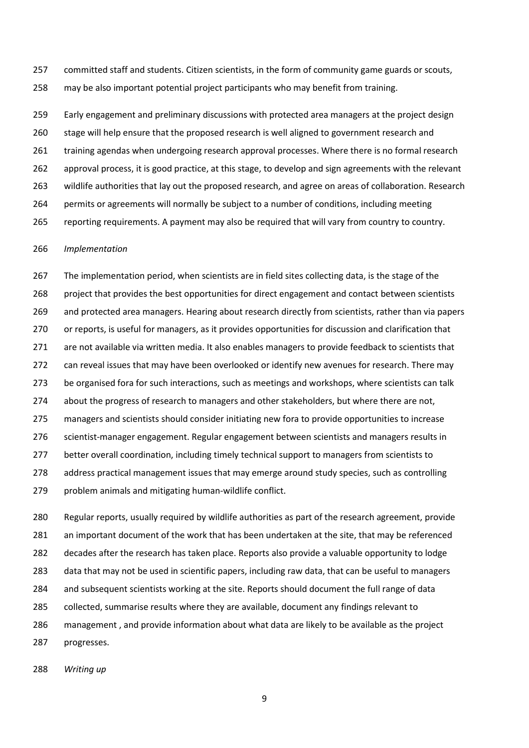committed staff and students. Citizen scientists, in the form of community game guards or scouts, may be also important potential project participants who may benefit from training.

Early engagement and preliminary discussions with protected area managers at the project design stage will help ensure that the proposed research is well aligned to government research and training agendas when undergoing research approval processes. Where there is no formal research approval process, it is good practice, at this stage, to develop and sign agreements with the relevant wildlife authorities that lay out the proposed research, and agree on areas of collaboration. Research permits or agreements will normally be subject to a number of conditions, including meeting reporting requirements. A payment may also be required that will vary from country to country.

*Implementation*

The implementation period, when scientists are in field sites collecting data, is the stage of the project that provides the best opportunities for direct engagement and contact between scientists and protected area managers. Hearing about research directly from scientists, rather than via papers or reports, is useful for managers, as it provides opportunities for discussion and clarification that are not available via written media. It also enables managers to provide feedback to scientists that can reveal issues that may have been overlooked or identify new avenues for research. There may be organised fora for such interactions, such as meetings and workshops, where scientists can talk about the progress of research to managers and other stakeholders, but where there are not, managers and scientists should consider initiating new fora to provide opportunities to increase scientist-manager engagement. Regular engagement between scientists and managers results in better overall coordination, including timely technical support to managers from scientists to address practical management issues that may emerge around study species, such as controlling problem animals and mitigating human-wildlife conflict.

Regular reports, usually required by wildlife authorities as part of the research agreement, provide an important document of the work that has been undertaken at the site, that may be referenced decades after the research has taken place. Reports also provide a valuable opportunity to lodge data that may not be used in scientific papers, including raw data, that can be useful to managers and subsequent scientists working at the site. Reports should document the full range of data collected, summarise results where they are available, document any findings relevant to management , and provide information about what data are likely to be available as the project progresses.

*Writing up*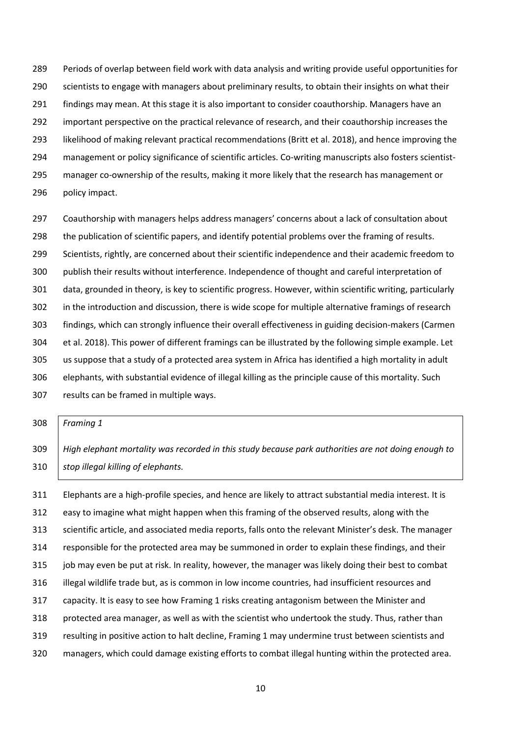Periods of overlap between field work with data analysis and writing provide useful opportunities for scientists to engage with managers about preliminary results, to obtain their insights on what their findings may mean. At this stage it is also important to consider coauthorship. Managers have an important perspective on the practical relevance of research, and their coauthorship increases the likelihood of making relevant practical recommendations (Britt et al. 2018), and hence improving the management or policy significance of scientific articles. Co-writing manuscripts also fosters scientist-manager co-ownership of the results, making it more likely that the research has management or policy impact.

Coauthorship with managers helps address managers' concerns about a lack of consultation about the publication of scientific papers, and identify potential problems over the framing of results. Scientists, rightly, are concerned about their scientific independence and their academic freedom to publish their results without interference. Independence of thought and careful interpretation of data, grounded in theory, is key to scientific progress. However, within scientific writing, particularly in the introduction and discussion, there is wide scope for multiple alternative framings of research findings, which can strongly influence their overall effectiveness in guiding decision-makers (Carmen et al. 2018). This power of different framings can be illustrated by the following simple example. Let us suppose that a study of a protected area system in Africa has identified a high mortality in adult elephants, with substantial evidence of illegal killing as the principle cause of this mortality. Such results can be framed in multiple ways.

> *Framing 1*
>
> *High elephant mortality was recorded in this study because park authorities are not doing enough to stop illegal killing of elephants.*

Elephants are a high-profile species, and hence are likely to attract substantial media interest. It is easy to imagine what might happen when this framing of the observed results, along with the scientific article, and associated media reports, falls onto the relevant Minister's desk. The manager responsible for the protected area may be summoned in order to explain these findings, and their job may even be put at risk. In reality, however, the manager was likely doing their best to combat illegal wildlife trade but, as is common in low income countries, had insufficient resources and capacity. It is easy to see how Framing 1 risks creating antagonism between the Minister and protected area manager, as well as with the scientist who undertook the study. Thus, rather than resulting in positive action to halt decline, Framing 1 may undermine trust between scientists and managers, which could damage existing efforts to combat illegal hunting within the protected area.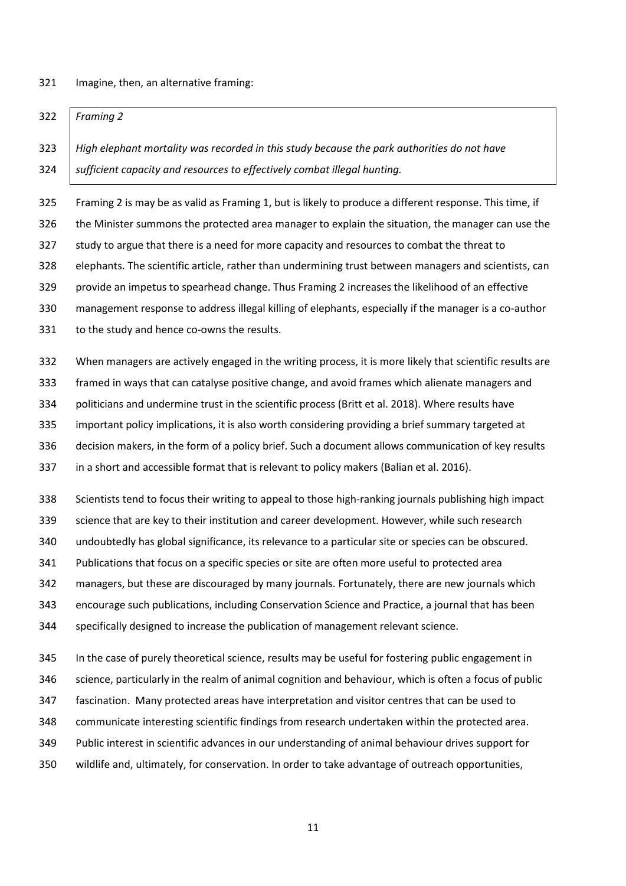Imagine, then, an alternative framing:

> *Framing 2*
>
> *High elephant mortality was recorded in this study because the park authorities do not have sufficient capacity and resources to effectively combat illegal hunting.*

Framing 2 is may be as valid as Framing 1, but is likely to produce a different response. This time, if the Minister summons the protected area manager to explain the situation, the manager can use the study to argue that there is a need for more capacity and resources to combat the threat to elephants. The scientific article, rather than undermining trust between managers and scientists, can provide an impetus to spearhead change. Thus Framing 2 increases the likelihood of an effective management response to address illegal killing of elephants, especially if the manager is a co-author to the study and hence co-owns the results.

When managers are actively engaged in the writing process, it is more likely that scientific results are framed in ways that can catalyse positive change, and avoid frames which alienate managers and politicians and undermine trust in the scientific process (Britt et al. 2018). Where results have important policy implications, it is also worth considering providing a brief summary targeted at decision makers, in the form of a policy brief. Such a document allows communication of key results in a short and accessible format that is relevant to policy makers (Balian et al. 2016).

Scientists tend to focus their writing to appeal to those high-ranking journals publishing high impact science that are key to their institution and career development. However, while such research undoubtedly has global significance, its relevance to a particular site or species can be obscured. Publications that focus on a specific species or site are often more useful to protected area managers, but these are discouraged by many journals. Fortunately, there are new journals which encourage such publications, including Conservation Science and Practice, a journal that has been specifically designed to increase the publication of management relevant science.

In the case of purely theoretical science, results may be useful for fostering public engagement in science, particularly in the realm of animal cognition and behaviour, which is often a focus of public fascination. Many protected areas have interpretation and visitor centres that can be used to communicate interesting scientific findings from research undertaken within the protected area. Public interest in scientific advances in our understanding of animal behaviour drives support for wildlife and, ultimately, for conservation. In order to take advantage of outreach opportunities,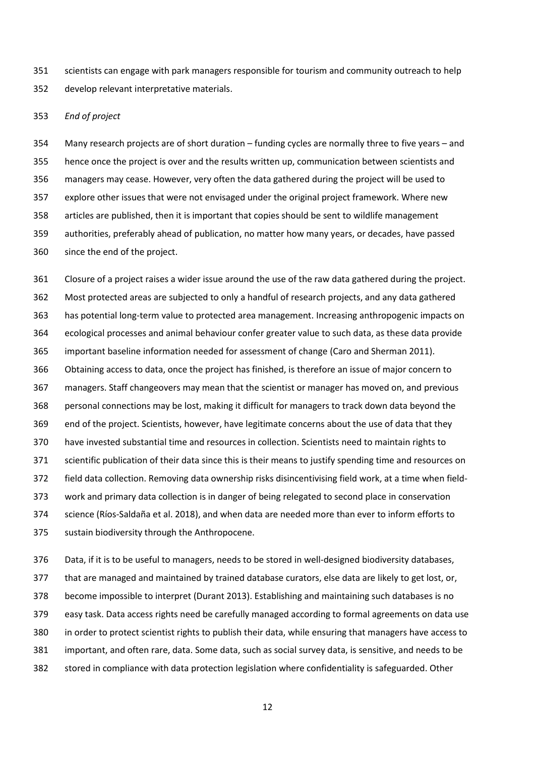scientists can engage with park managers responsible for tourism and community outreach to help develop relevant interpretative materials.

*End of project*

Many research projects are of short duration – funding cycles are normally three to five years – and hence once the project is over and the results written up, communication between scientists and managers may cease. However, very often the data gathered during the project will be used to explore other issues that were not envisaged under the original project framework. Where new articles are published, then it is important that copies should be sent to wildlife management authorities, preferably ahead of publication, no matter how many years, or decades, have passed since the end of the project.

Closure of a project raises a wider issue around the use of the raw data gathered during the project. Most protected areas are subjected to only a handful of research projects, and any data gathered has potential long-term value to protected area management. Increasing anthropogenic impacts on ecological processes and animal behaviour confer greater value to such data, as these data provide important baseline information needed for assessment of change (Caro and Sherman 2011). Obtaining access to data, once the project has finished, is therefore an issue of major concern to managers. Staff changeovers may mean that the scientist or manager has moved on, and previous personal connections may be lost, making it difficult for managers to track down data beyond the end of the project. Scientists, however, have legitimate concerns about the use of data that they have invested substantial time and resources in collection. Scientists need to maintain rights to scientific publication of their data since this is their means to justify spending time and resources on field data collection. Removing data ownership risks disincentivising field work, at a time when field-work and primary data collection is in danger of being relegated to second place in conservation science (Ríos-Saldaña et al. 2018), and when data are needed more than ever to inform efforts to sustain biodiversity through the Anthropocene.

Data, if it is to be useful to managers, needs to be stored in well-designed biodiversity databases, that are managed and maintained by trained database curators, else data are likely to get lost, or, become impossible to interpret (Durant 2013). Establishing and maintaining such databases is no easy task. Data access rights need be carefully managed according to formal agreements on data use in order to protect scientist rights to publish their data, while ensuring that managers have access to important, and often rare, data. Some data, such as social survey data, is sensitive, and needs to be stored in compliance with data protection legislation where confidentiality is safeguarded. Other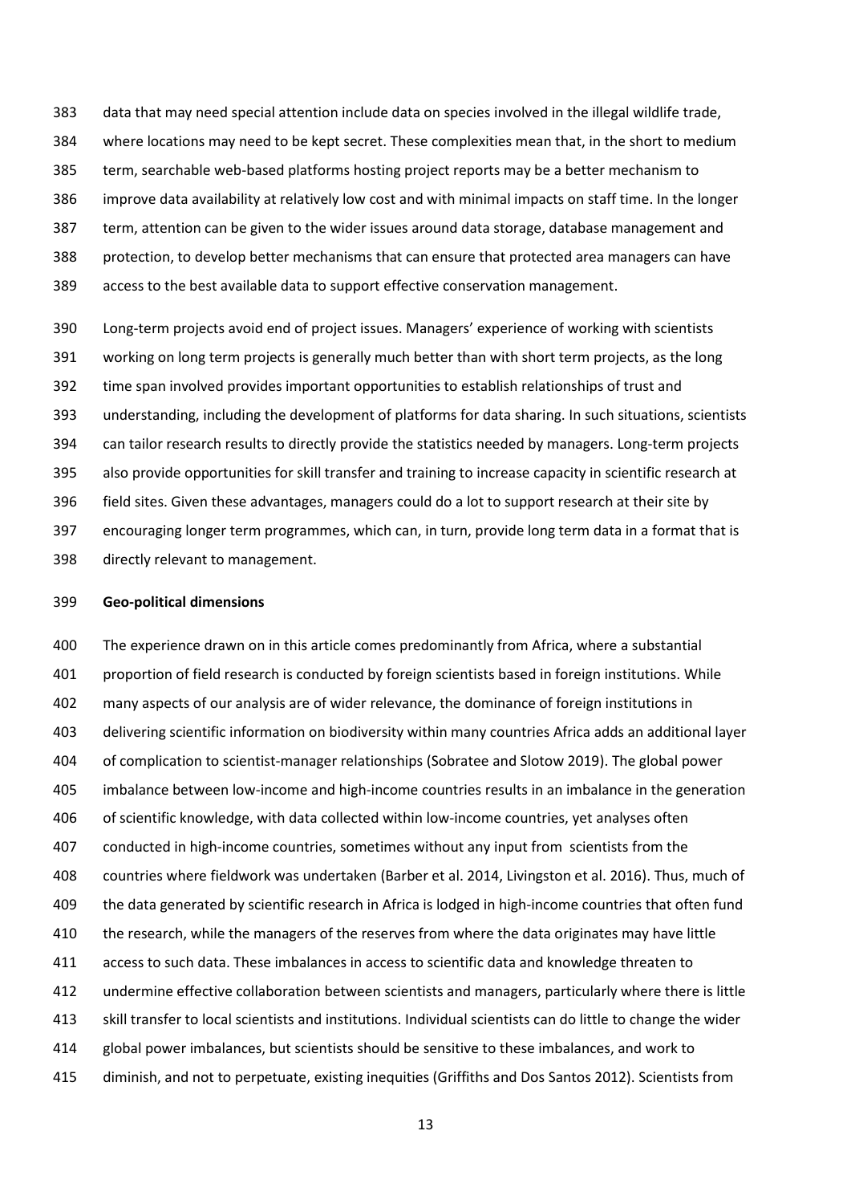data that may need special attention include data on species involved in the illegal wildlife trade, where locations may need to be kept secret. These complexities mean that, in the short to medium term, searchable web-based platforms hosting project reports may be a better mechanism to improve data availability at relatively low cost and with minimal impacts on staff time. In the longer term, attention can be given to the wider issues around data storage, database management and protection, to develop better mechanisms that can ensure that protected area managers can have access to the best available data to support effective conservation management.

Long-term projects avoid end of project issues. Managers' experience of working with scientists working on long term projects is generally much better than with short term projects, as the long time span involved provides important opportunities to establish relationships of trust and understanding, including the development of platforms for data sharing. In such situations, scientists can tailor research results to directly provide the statistics needed by managers. Long-term projects also provide opportunities for skill transfer and training to increase capacity in scientific research at field sites. Given these advantages, managers could do a lot to support research at their site by encouraging longer term programmes, which can, in turn, provide long term data in a format that is directly relevant to management.

**Geo-political dimensions**

The experience drawn on in this article comes predominantly from Africa, where a substantial proportion of field research is conducted by foreign scientists based in foreign institutions. While many aspects of our analysis are of wider relevance, the dominance of foreign institutions in delivering scientific information on biodiversity within many countries Africa adds an additional layer of complication to scientist-manager relationships (Sobratee and Slotow 2019). The global power imbalance between low-income and high-income countries results in an imbalance in the generation of scientific knowledge, with data collected within low-income countries, yet analyses often conducted in high-income countries, sometimes without any input from scientists from the countries where fieldwork was undertaken (Barber et al. 2014, Livingston et al. 2016). Thus, much of the data generated by scientific research in Africa is lodged in high-income countries that often fund the research, while the managers of the reserves from where the data originates may have little access to such data. These imbalances in access to scientific data and knowledge threaten to undermine effective collaboration between scientists and managers, particularly where there is little skill transfer to local scientists and institutions. Individual scientists can do little to change the wider global power imbalances, but scientists should be sensitive to these imbalances, and work to diminish, and not to perpetuate, existing inequities (Griffiths and Dos Santos 2012). Scientists from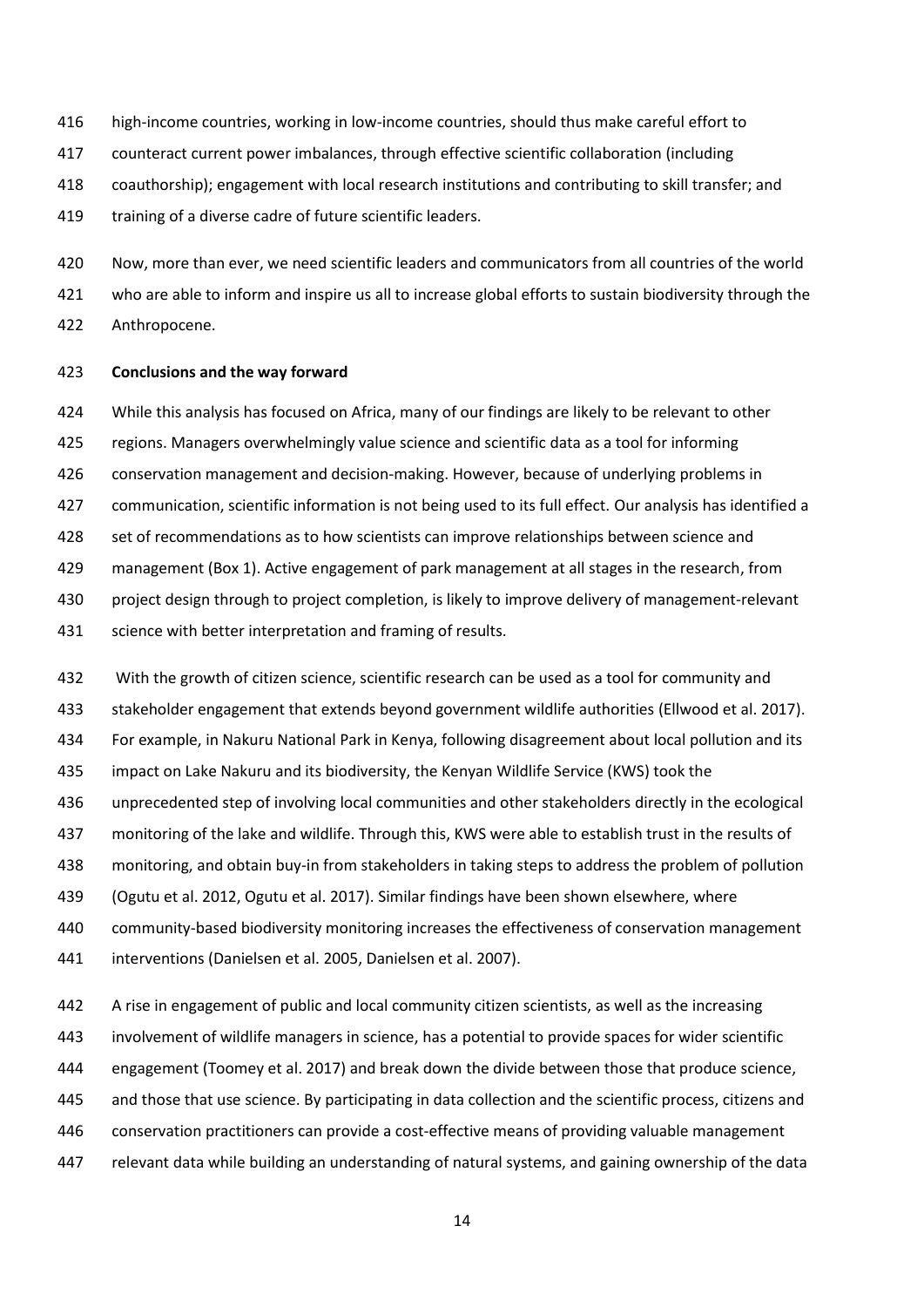high-income countries, working in low-income countries, should thus make careful effort to counteract current power imbalances, through effective scientific collaboration (including coauthorship); engagement with local research institutions and contributing to skill transfer; and training of a diverse cadre of future scientific leaders.

Now, more than ever, we need scientific leaders and communicators from all countries of the world who are able to inform and inspire us all to increase global efforts to sustain biodiversity through the Anthropocene.

**Conclusions and the way forward**

While this analysis has focused on Africa, many of our findings are likely to be relevant to other regions. Managers overwhelmingly value science and scientific data as a tool for informing conservation management and decision-making. However, because of underlying problems in communication, scientific information is not being used to its full effect. Our analysis has identified a set of recommendations as to how scientists can improve relationships between science and management (Box 1). Active engagement of park management at all stages in the research, from project design through to project completion, is likely to improve delivery of management-relevant science with better interpretation and framing of results.

With the growth of citizen science, scientific research can be used as a tool for community and stakeholder engagement that extends beyond government wildlife authorities (Ellwood et al. 2017). For example, in Nakuru National Park in Kenya, following disagreement about local pollution and its impact on Lake Nakuru and its biodiversity, the Kenyan Wildlife Service (KWS) took the unprecedented step of involving local communities and other stakeholders directly in the ecological monitoring of the lake and wildlife. Through this, KWS were able to establish trust in the results of monitoring, and obtain buy-in from stakeholders in taking steps to address the problem of pollution (Ogutu et al. 2012, Ogutu et al. 2017). Similar findings have been shown elsewhere, where community-based biodiversity monitoring increases the effectiveness of conservation management interventions (Danielsen et al. 2005, Danielsen et al. 2007).

A rise in engagement of public and local community citizen scientists, as well as the increasing involvement of wildlife managers in science, has a potential to provide spaces for wider scientific engagement (Toomey et al. 2017) and break down the divide between those that produce science, and those that use science. By participating in data collection and the scientific process, citizens and conservation practitioners can provide a cost-effective means of providing valuable management relevant data while building an understanding of natural systems, and gaining ownership of the data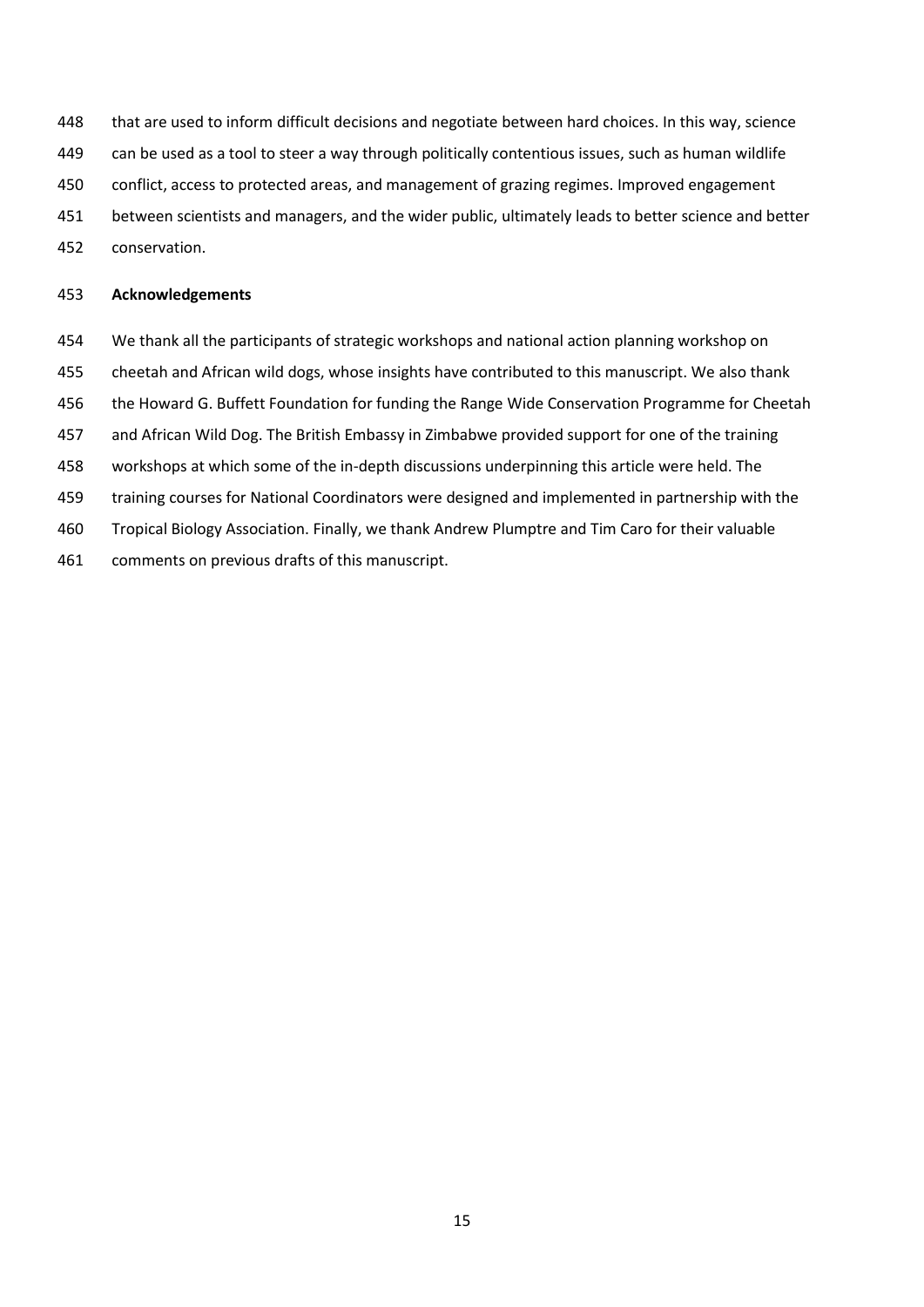that are used to inform difficult decisions and negotiate between hard choices. In this way, science can be used as a tool to steer a way through politically contentious issues, such as human wildlife conflict, access to protected areas, and management of grazing regimes. Improved engagement between scientists and managers, and the wider public, ultimately leads to better science and better conservation.

## Acknowledgements

We thank all the participants of strategic workshops and national action planning workshop on cheetah and African wild dogs, whose insights have contributed to this manuscript. We also thank the Howard G. Buffett Foundation for funding the Range Wide Conservation Programme for Cheetah and African Wild Dog. The British Embassy in Zimbabwe provided support for one of the training workshops at which some of the in-depth discussions underpinning this article were held. The training courses for National Coordinators were designed and implemented in partnership with the Tropical Biology Association. Finally, we thank Andrew Plumptre and Tim Caro for their valuable comments on previous drafts of this manuscript.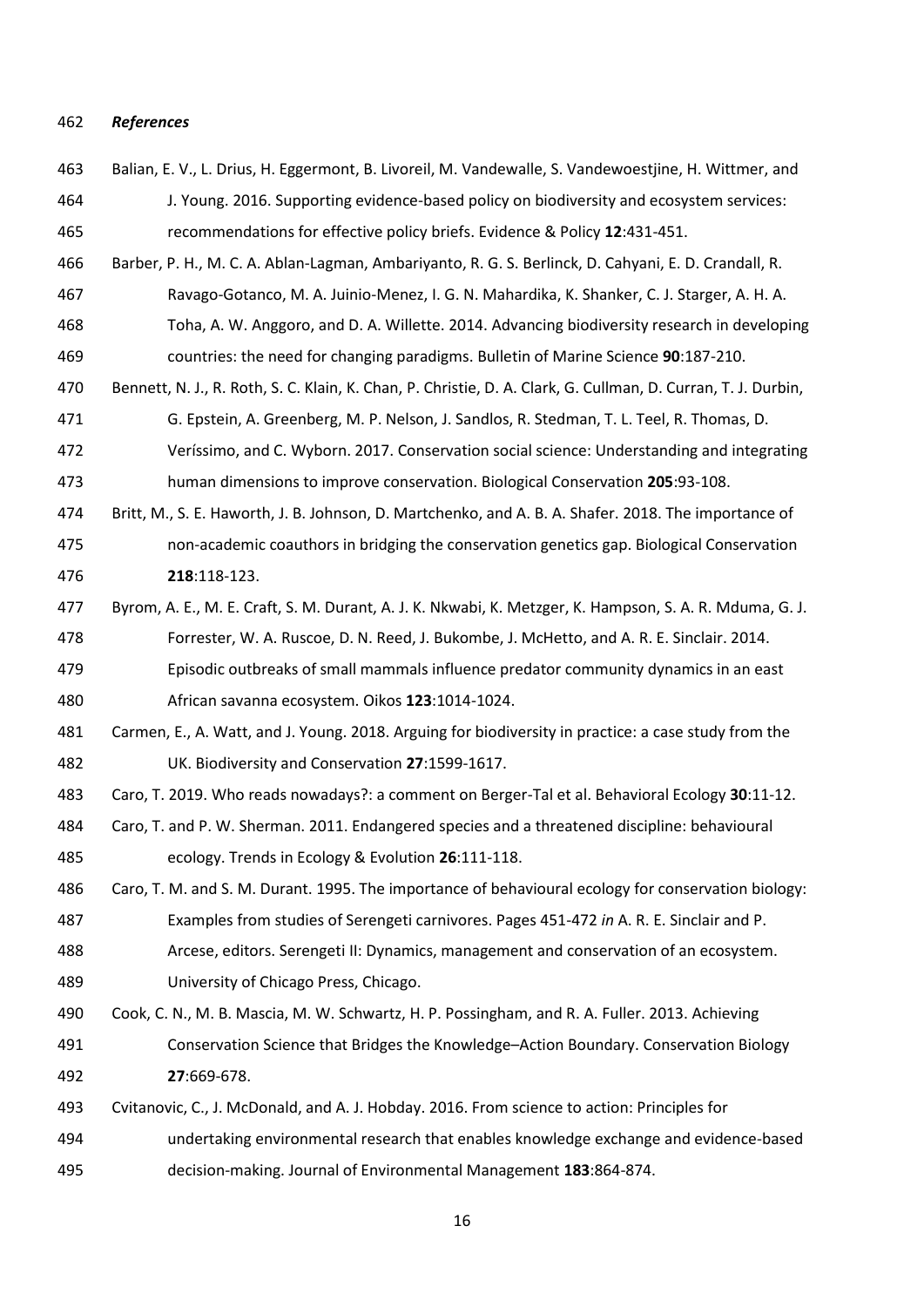### *References*

Balian, E. V., L. Drius, H. Eggermont, B. Livoreil, M. Vandewalle, S. Vandewoestjine, H. Wittmer, and J. Young. 2016. Supporting evidence-based policy on biodiversity and ecosystem services: recommendations for effective policy briefs. Evidence & Policy **12**:431-451.

Barber, P. H., M. C. A. Ablan-Lagman, Ambariyanto, R. G. S. Berlinck, D. Cahyani, E. D. Crandall, R. Ravago-Gotanco, M. A. Juinio-Menez, I. G. N. Mahardika, K. Shanker, C. J. Starger, A. H. A. Toha, A. W. Anggoro, and D. A. Willette. 2014. Advancing biodiversity research in developing countries: the need for changing paradigms. Bulletin of Marine Science **90**:187-210.

Bennett, N. J., R. Roth, S. C. Klain, K. Chan, P. Christie, D. A. Clark, G. Cullman, D. Curran, T. J. Durbin, G. Epstein, A. Greenberg, M. P. Nelson, J. Sandlos, R. Stedman, T. L. Teel, R. Thomas, D. Veríssimo, and C. Wyborn. 2017. Conservation social science: Understanding and integrating human dimensions to improve conservation. Biological Conservation **205**:93-108.

Britt, M., S. E. Haworth, J. B. Johnson, D. Martchenko, and A. B. A. Shafer. 2018. The importance of non-academic coauthors in bridging the conservation genetics gap. Biological Conservation **218**:118-123.

Byrom, A. E., M. E. Craft, S. M. Durant, A. J. K. Nkwabi, K. Metzger, K. Hampson, S. A. R. Mduma, G. J. Forrester, W. A. Ruscoe, D. N. Reed, J. Bukombe, J. McHetto, and A. R. E. Sinclair. 2014. Episodic outbreaks of small mammals influence predator community dynamics in an east African savanna ecosystem. Oikos **123**:1014-1024.

Carmen, E., A. Watt, and J. Young. 2018. Arguing for biodiversity in practice: a case study from the UK. Biodiversity and Conservation **27**:1599-1617.

Caro, T. 2019. Who reads nowadays?: a comment on Berger-Tal et al. Behavioral Ecology **30**:11-12.

Caro, T. and P. W. Sherman. 2011. Endangered species and a threatened discipline: behavioural ecology. Trends in Ecology & Evolution **26**:111-118.

Caro, T. M. and S. M. Durant. 1995. The importance of behavioural ecology for conservation biology: Examples from studies of Serengeti carnivores. Pages 451-472 *in* A. R. E. Sinclair and P. Arcese, editors. Serengeti II: Dynamics, management and conservation of an ecosystem. University of Chicago Press, Chicago.

Cook, C. N., M. B. Mascia, M. W. Schwartz, H. P. Possingham, and R. A. Fuller. 2013. Achieving Conservation Science that Bridges the Knowledge–Action Boundary. Conservation Biology **27**:669-678.

Cvitanovic, C., J. McDonald, and A. J. Hobday. 2016. From science to action: Principles for undertaking environmental research that enables knowledge exchange and evidence-based decision-making. Journal of Environmental Management **183**:864-874.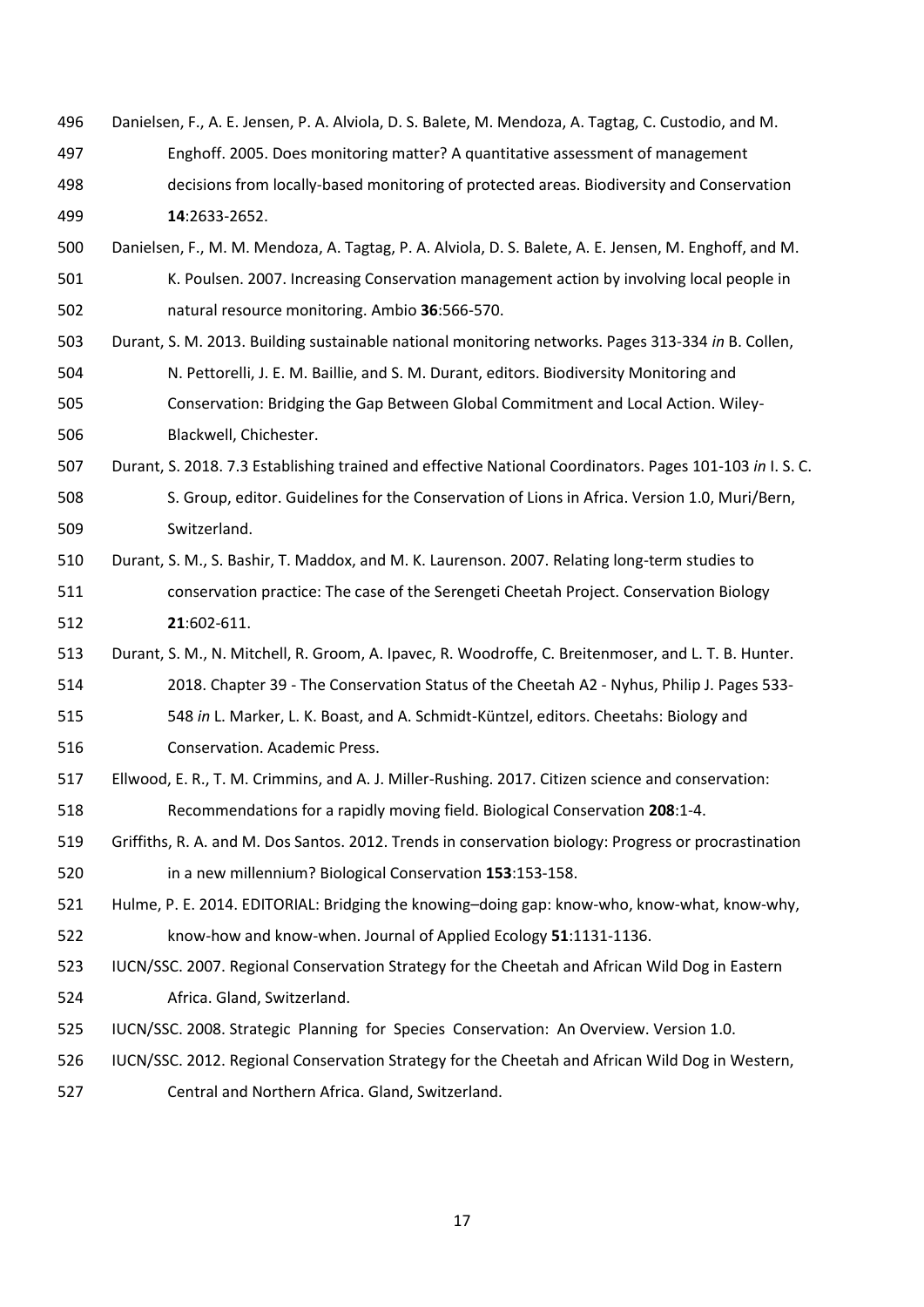Danielsen, F., A. E. Jensen, P. A. Alviola, D. S. Balete, M. Mendoza, A. Tagtag, C. Custodio, and M. Enghoff. 2005. Does monitoring matter? A quantitative assessment of management decisions from locally-based monitoring of protected areas. Biodiversity and Conservation **14**:2633-2652.

Danielsen, F., M. M. Mendoza, A. Tagtag, P. A. Alviola, D. S. Balete, A. E. Jensen, M. Enghoff, and M. K. Poulsen. 2007. Increasing Conservation management action by involving local people in natural resource monitoring. Ambio **36**:566-570.

Durant, S. M. 2013. Building sustainable national monitoring networks. Pages 313-334 *in* B. Collen, N. Pettorelli, J. E. M. Baillie, and S. M. Durant, editors. Biodiversity Monitoring and Conservation: Bridging the Gap Between Global Commitment and Local Action. Wiley-Blackwell, Chichester.

Durant, S. 2018. 7.3 Establishing trained and effective National Coordinators. Pages 101-103 *in* I. S. C. S. Group, editor. Guidelines for the Conservation of Lions in Africa. Version 1.0, Muri/Bern, Switzerland.

Durant, S. M., S. Bashir, T. Maddox, and M. K. Laurenson. 2007. Relating long-term studies to conservation practice: The case of the Serengeti Cheetah Project. Conservation Biology **21**:602-611.

Durant, S. M., N. Mitchell, R. Groom, A. Ipavec, R. Woodroffe, C. Breitenmoser, and L. T. B. Hunter. 2018. Chapter 39 - The Conservation Status of the Cheetah A2 - Nyhus, Philip J. Pages 533-548 *in* L. Marker, L. K. Boast, and A. Schmidt-Küntzel, editors. Cheetahs: Biology and Conservation. Academic Press.

Ellwood, E. R., T. M. Crimmins, and A. J. Miller-Rushing. 2017. Citizen science and conservation: Recommendations for a rapidly moving field. Biological Conservation **208**:1-4.

Griffiths, R. A. and M. Dos Santos. 2012. Trends in conservation biology: Progress or procrastination in a new millennium? Biological Conservation **153**:153-158.

Hulme, P. E. 2014. EDITORIAL: Bridging the knowing–doing gap: know-who, know-what, know-why, know-how and know-when. Journal of Applied Ecology **51**:1131-1136.

IUCN/SSC. 2007. Regional Conservation Strategy for the Cheetah and African Wild Dog in Eastern Africa. Gland, Switzerland.

IUCN/SSC. 2008. Strategic Planning for Species Conservation: An Overview. Version 1.0.

IUCN/SSC. 2012. Regional Conservation Strategy for the Cheetah and African Wild Dog in Western, Central and Northern Africa. Gland, Switzerland.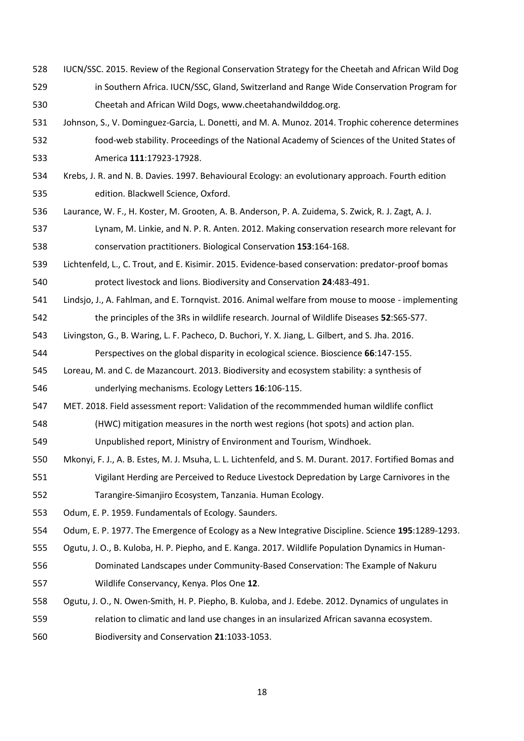IUCN/SSC. 2015. Review of the Regional Conservation Strategy for the Cheetah and African Wild Dog in Southern Africa. IUCN/SSC, Gland, Switzerland and Range Wide Conservation Program for Cheetah and African Wild Dogs, www.cheetahandwilddog.org.

Johnson, S., V. Dominguez-Garcia, L. Donetti, and M. A. Munoz. 2014. Trophic coherence determines food-web stability. Proceedings of the National Academy of Sciences of the United States of America **111**:17923-17928.

Krebs, J. R. and N. B. Davies. 1997. Behavioural Ecology: an evolutionary approach. Fourth edition edition. Blackwell Science, Oxford.

Laurance, W. F., H. Koster, M. Grooten, A. B. Anderson, P. A. Zuidema, S. Zwick, R. J. Zagt, A. J. Lynam, M. Linkie, and N. P. R. Anten. 2012. Making conservation research more relevant for conservation practitioners. Biological Conservation **153**:164-168.

Lichtenfeld, L., C. Trout, and E. Kisimir. 2015. Evidence-based conservation: predator-proof bomas protect livestock and lions. Biodiversity and Conservation **24**:483-491.

Lindsjo, J., A. Fahlman, and E. Tornqvist. 2016. Animal welfare from mouse to moose - implementing the principles of the 3Rs in wildlife research. Journal of Wildlife Diseases **52**:S65-S77.

Livingston, G., B. Waring, L. F. Pacheco, D. Buchori, Y. X. Jiang, L. Gilbert, and S. Jha. 2016. Perspectives on the global disparity in ecological science. Bioscience **66**:147-155.

Loreau, M. and C. de Mazancourt. 2013. Biodiversity and ecosystem stability: a synthesis of underlying mechanisms. Ecology Letters **16**:106-115.

MET. 2018. Field assessment report: Validation of the recommmended human wildlife conflict (HWC) mitigation measures in the north west regions (hot spots) and action plan. Unpublished report, Ministry of Environment and Tourism, Windhoek.

Mkonyi, F. J., A. B. Estes, M. J. Msuha, L. L. Lichtenfeld, and S. M. Durant. 2017. Fortified Bomas and Vigilant Herding are Perceived to Reduce Livestock Depredation by Large Carnivores in the Tarangire-Simanjiro Ecosystem, Tanzania. Human Ecology.

Odum, E. P. 1959. Fundamentals of Ecology. Saunders.

Odum, E. P. 1977. The Emergence of Ecology as a New Integrative Discipline. Science **195**:1289-1293.

Ogutu, J. O., B. Kuloba, H. P. Piepho, and E. Kanga. 2017. Wildlife Population Dynamics in Human-Dominated Landscapes under Community-Based Conservation: The Example of Nakuru Wildlife Conservancy, Kenya. Plos One **12**.

Ogutu, J. O., N. Owen-Smith, H. P. Piepho, B. Kuloba, and J. Edebe. 2012. Dynamics of ungulates in relation to climatic and land use changes in an insularized African savanna ecosystem. Biodiversity and Conservation **21**:1033-1053.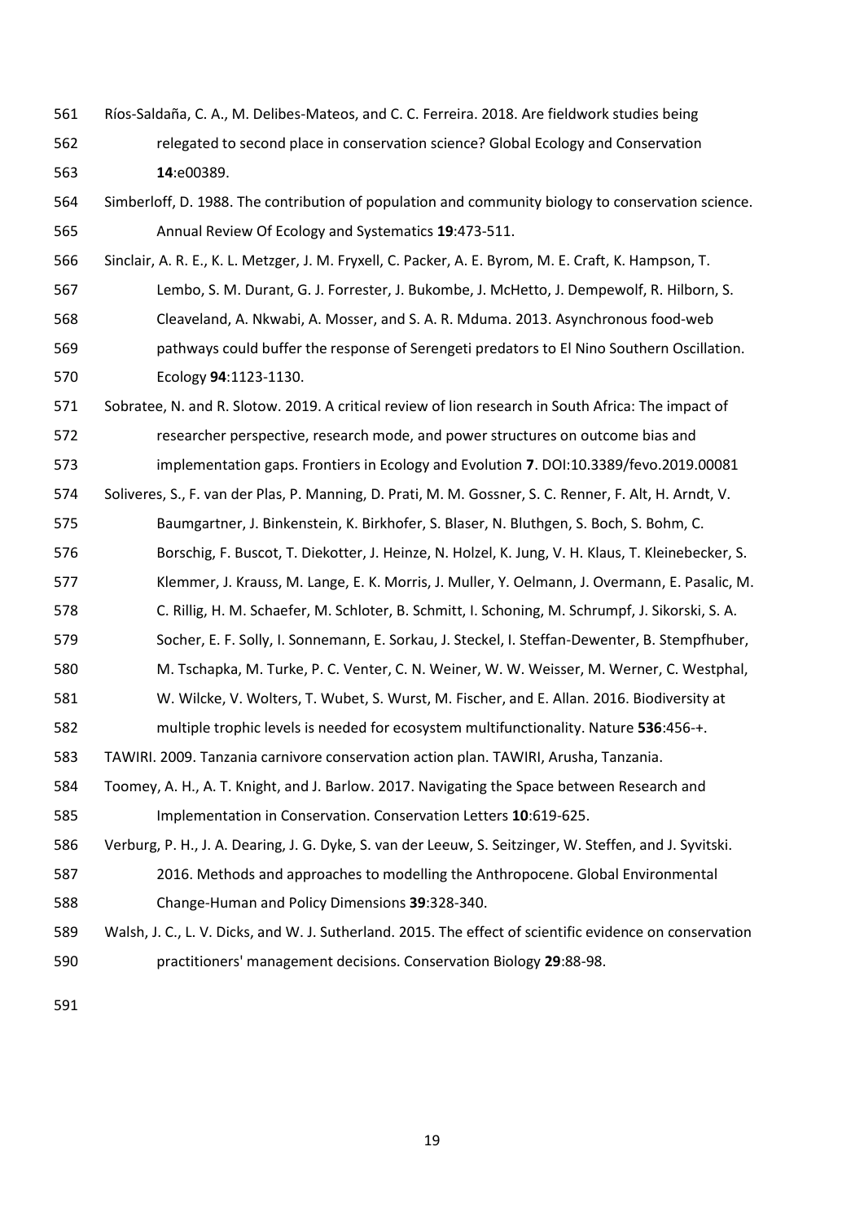Ríos-Saldaña, C. A., M. Delibes-Mateos, and C. C. Ferreira. 2018. Are fieldwork studies being relegated to second place in conservation science? Global Ecology and Conservation **14**:e00389.

Simberloff, D. 1988. The contribution of population and community biology to conservation science. Annual Review Of Ecology and Systematics **19**:473-511.

Sinclair, A. R. E., K. L. Metzger, J. M. Fryxell, C. Packer, A. E. Byrom, M. E. Craft, K. Hampson, T. Lembo, S. M. Durant, G. J. Forrester, J. Bukombe, J. McHetto, J. Dempewolf, R. Hilborn, S. Cleaveland, A. Nkwabi, A. Mosser, and S. A. R. Mduma. 2013. Asynchronous food-web pathways could buffer the response of Serengeti predators to El Nino Southern Oscillation. Ecology **94**:1123-1130.

Sobratee, N. and R. Slotow. 2019. A critical review of lion research in South Africa: The impact of researcher perspective, research mode, and power structures on outcome bias and implementation gaps. Frontiers in Ecology and Evolution **7**. DOI:10.3389/fevo.2019.00081

Soliveres, S., F. van der Plas, P. Manning, D. Prati, M. M. Gossner, S. C. Renner, F. Alt, H. Arndt, V. Baumgartner, J. Binkenstein, K. Birkhofer, S. Blaser, N. Bluthgen, S. Boch, S. Bohm, C. Borschig, F. Buscot, T. Diekotter, J. Heinze, N. Holzel, K. Jung, V. H. Klaus, T. Kleinebecker, S. Klemmer, J. Krauss, M. Lange, E. K. Morris, J. Muller, Y. Oelmann, J. Overmann, E. Pasalic, M. C. Rillig, H. M. Schaefer, M. Schloter, B. Schmitt, I. Schoning, M. Schrumpf, J. Sikorski, S. A. Socher, E. F. Solly, I. Sonnemann, E. Sorkau, J. Steckel, I. Steffan-Dewenter, B. Stempfhuber, M. Tschapka, M. Turke, P. C. Venter, C. N. Weiner, W. W. Weisser, M. Werner, C. Westphal, W. Wilcke, V. Wolters, T. Wubet, S. Wurst, M. Fischer, and E. Allan. 2016. Biodiversity at multiple trophic levels is needed for ecosystem multifunctionality. Nature **536**:456-+.

TAWIRI. 2009. Tanzania carnivore conservation action plan. TAWIRI, Arusha, Tanzania.

Toomey, A. H., A. T. Knight, and J. Barlow. 2017. Navigating the Space between Research and Implementation in Conservation. Conservation Letters **10**:619-625.

Verburg, P. H., J. A. Dearing, J. G. Dyke, S. van der Leeuw, S. Seitzinger, W. Steffen, and J. Syvitski. 2016. Methods and approaches to modelling the Anthropocene. Global Environmental Change-Human and Policy Dimensions **39**:328-340.

Walsh, J. C., L. V. Dicks, and W. J. Sutherland. 2015. The effect of scientific evidence on conservation practitioners' management decisions. Conservation Biology **29**:88-98.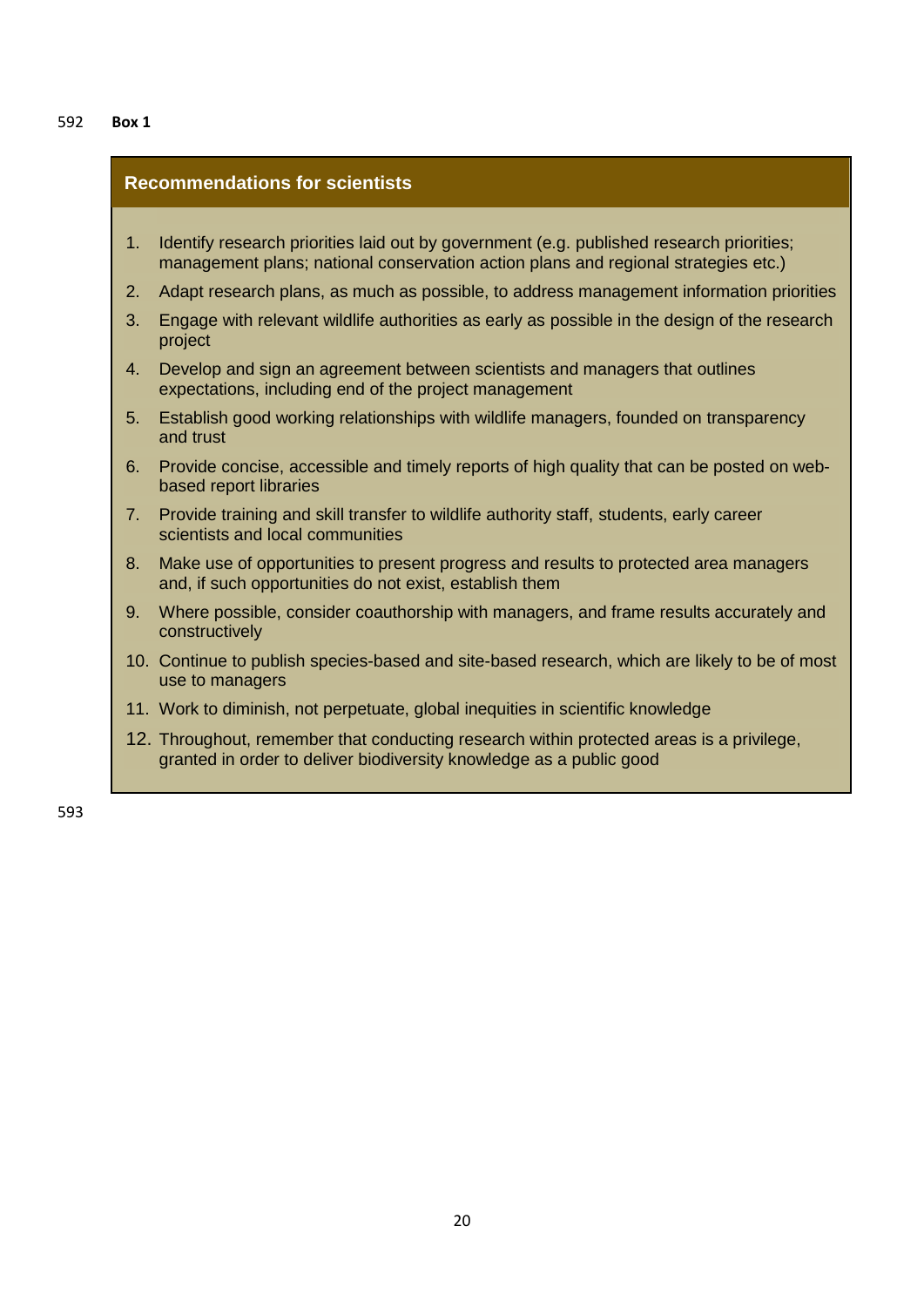**Box 1**

## Recommendations for scientists

1. Identify research priorities laid out by government (e.g. published research priorities; management plans; national conservation action plans and regional strategies etc.)
2. Adapt research plans, as much as possible, to address management information priorities
3. Engage with relevant wildlife authorities as early as possible in the design of the research project
4. Develop and sign an agreement between scientists and managers that outlines expectations, including end of the project management
5. Establish good working relationships with wildlife managers, founded on transparency and trust
6. Provide concise, accessible and timely reports of high quality that can be posted on web-based report libraries
7. Provide training and skill transfer to wildlife authority staff, students, early career scientists and local communities
8. Make use of opportunities to present progress and results to protected area managers and, if such opportunities do not exist, establish them
9. Where possible, consider coauthorship with managers, and frame results accurately and constructively
10. Continue to publish species-based and site-based research, which are likely to be of most use to managers
11. Work to diminish, not perpetuate, global inequities in scientific knowledge
12. Throughout, remember that conducting research within protected areas is a privilege, granted in order to deliver biodiversity knowledge as a public good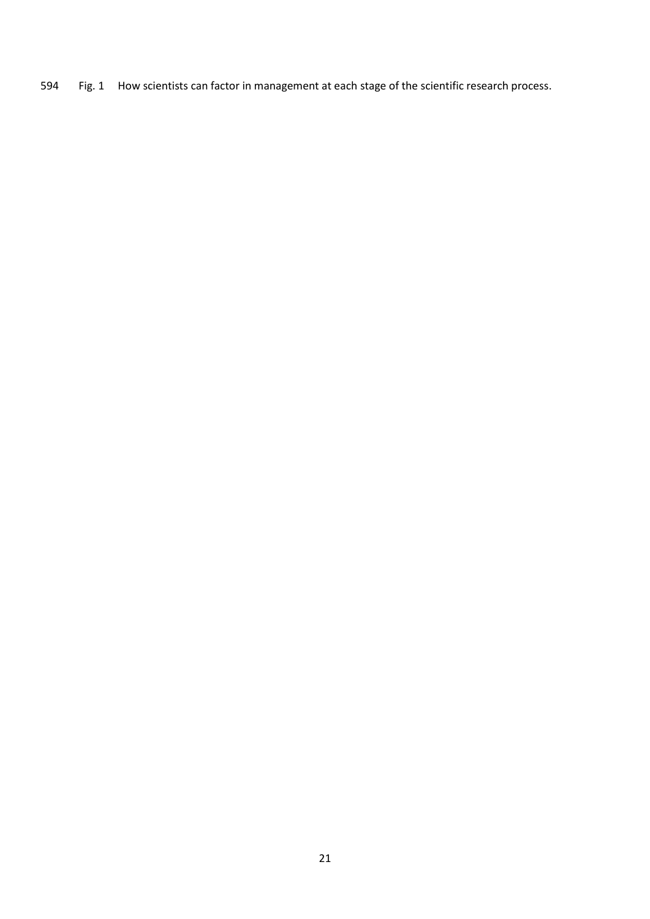594 Fig. 1 How scientists can factor in management at each stage of the scientific research process.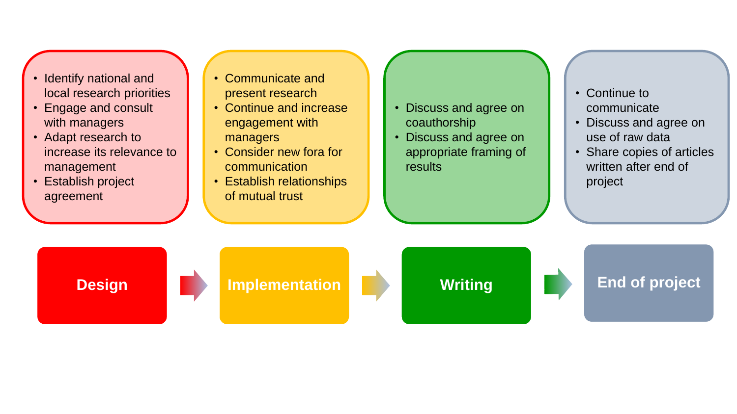**Design**

- Identify national and local research priorities
- Engage and consult with managers
- Adapt research to increase its relevance to management
- Establish project agreement

**Implementation**

- Communicate and present research
- Continue and increase engagement with managers
- Consider new fora for communication
- Establish relationships of mutual trust

**Writing**

- Discuss and agree on coauthorship
- Discuss and agree on appropriate framing of results

**End of project**

- Continue to communicate
- Discuss and agree on use of raw data
- Share copies of articles written after end of project